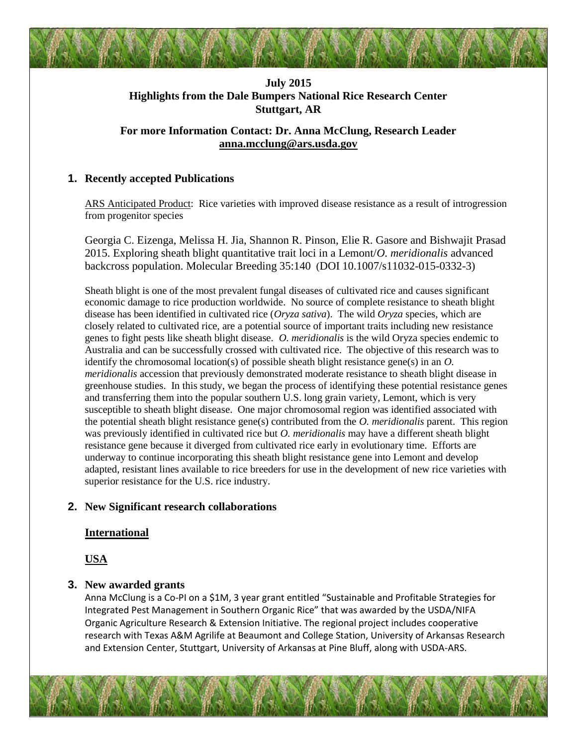**July 2015**
**Highlights from the Dale Bumpers National Rice Research Center**
**Stuttgart, AR**

**For more Information Contact: Dr. Anna McClung, Research Leader**
**anna.mcclung@ars.usda.gov**

## 1. Recently accepted Publications

ARS Anticipated Product: Rice varieties with improved disease resistance as a result of introgression from progenitor species

Georgia C. Eizenga, Melissa H. Jia, Shannon R. Pinson, Elie R. Gasore and Bishwajit Prasad 2015. Exploring sheath blight quantitative trait loci in a Lemont/*O. meridionalis* advanced backcross population. Molecular Breeding 35:140 (DOI 10.1007/s11032-015-0332-3)

Sheath blight is one of the most prevalent fungal diseases of cultivated rice and causes significant economic damage to rice production worldwide. No source of complete resistance to sheath blight disease has been identified in cultivated rice (*Oryza sativa*). The wild *Oryza* species, which are closely related to cultivated rice, are a potential source of important traits including new resistance genes to fight pests like sheath blight disease. *O. meridionalis* is the wild Oryza species endemic to Australia and can be successfully crossed with cultivated rice. The objective of this research was to identify the chromosomal location(s) of possible sheath blight resistance gene(s) in an *O. meridionalis* accession that previously demonstrated moderate resistance to sheath blight disease in greenhouse studies. In this study, we began the process of identifying these potential resistance genes and transferring them into the popular southern U.S. long grain variety, Lemont, which is very susceptible to sheath blight disease. One major chromosomal region was identified associated with the potential sheath blight resistance gene(s) contributed from the *O. meridionalis* parent. This region was previously identified in cultivated rice but *O. meridionalis* may have a different sheath blight resistance gene because it diverged from cultivated rice early in evolutionary time. Efforts are underway to continue incorporating this sheath blight resistance gene into Lemont and develop adapted, resistant lines available to rice breeders for use in the development of new rice varieties with superior resistance for the U.S. rice industry.

## 2. New Significant research collaborations

### International

### USA

## 3. New awarded grants

Anna McClung is a Co-PI on a $1M, 3 year grant entitled "Sustainable and Profitable Strategies for Integrated Pest Management in Southern Organic Rice" that was awarded by the USDA/NIFA Organic Agriculture Research & Extension Initiative. The regional project includes cooperative research with Texas A&M Agrilife at Beaumont and College Station, University of Arkansas Research and Extension Center, Stuttgart, University of Arkansas at Pine Bluff, along with USDA-ARS.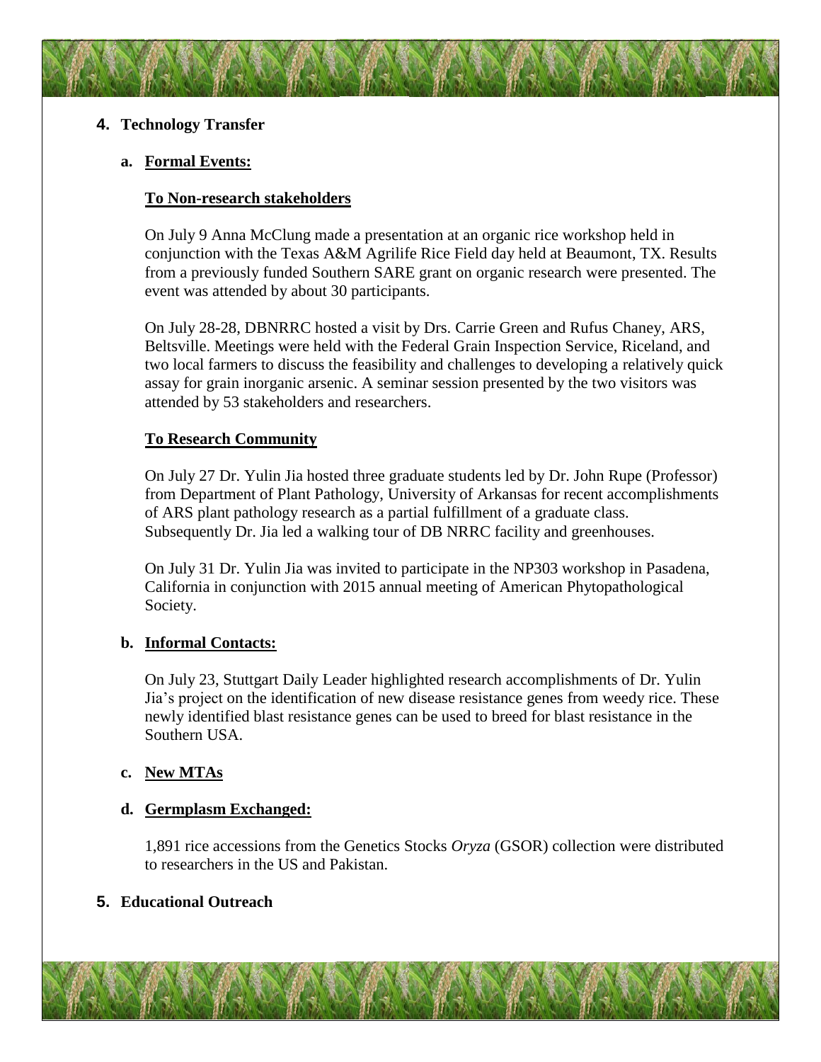## 4. Technology Transfer

### a. Formal Events:

**To Non-research stakeholders**

On July 9 Anna McClung made a presentation at an organic rice workshop held in conjunction with the Texas A&M Agrilife Rice Field day held at Beaumont, TX. Results from a previously funded Southern SARE grant on organic research were presented. The event was attended by about 30 participants.

On July 28-28, DBNRRC hosted a visit by Drs. Carrie Green and Rufus Chaney, ARS, Beltsville. Meetings were held with the Federal Grain Inspection Service, Riceland, and two local farmers to discuss the feasibility and challenges to developing a relatively quick assay for grain inorganic arsenic. A seminar session presented by the two visitors was attended by 53 stakeholders and researchers.

**To Research Community**

On July 27 Dr. Yulin Jia hosted three graduate students led by Dr. John Rupe (Professor) from Department of Plant Pathology, University of Arkansas for recent accomplishments of ARS plant pathology research as a partial fulfillment of a graduate class. Subsequently Dr. Jia led a walking tour of DB NRRC facility and greenhouses.

On July 31 Dr. Yulin Jia was invited to participate in the NP303 workshop in Pasadena, California in conjunction with 2015 annual meeting of American Phytopathological Society.

### b. Informal Contacts:

On July 23, Stuttgart Daily Leader highlighted research accomplishments of Dr. Yulin Jia's project on the identification of new disease resistance genes from weedy rice. These newly identified blast resistance genes can be used to breed for blast resistance in the Southern USA.

### c. New MTAs

### d. Germplasm Exchanged:

1,891 rice accessions from the Genetics Stocks *Oryza* (GSOR) collection were distributed to researchers in the US and Pakistan.

## 5. Educational Outreach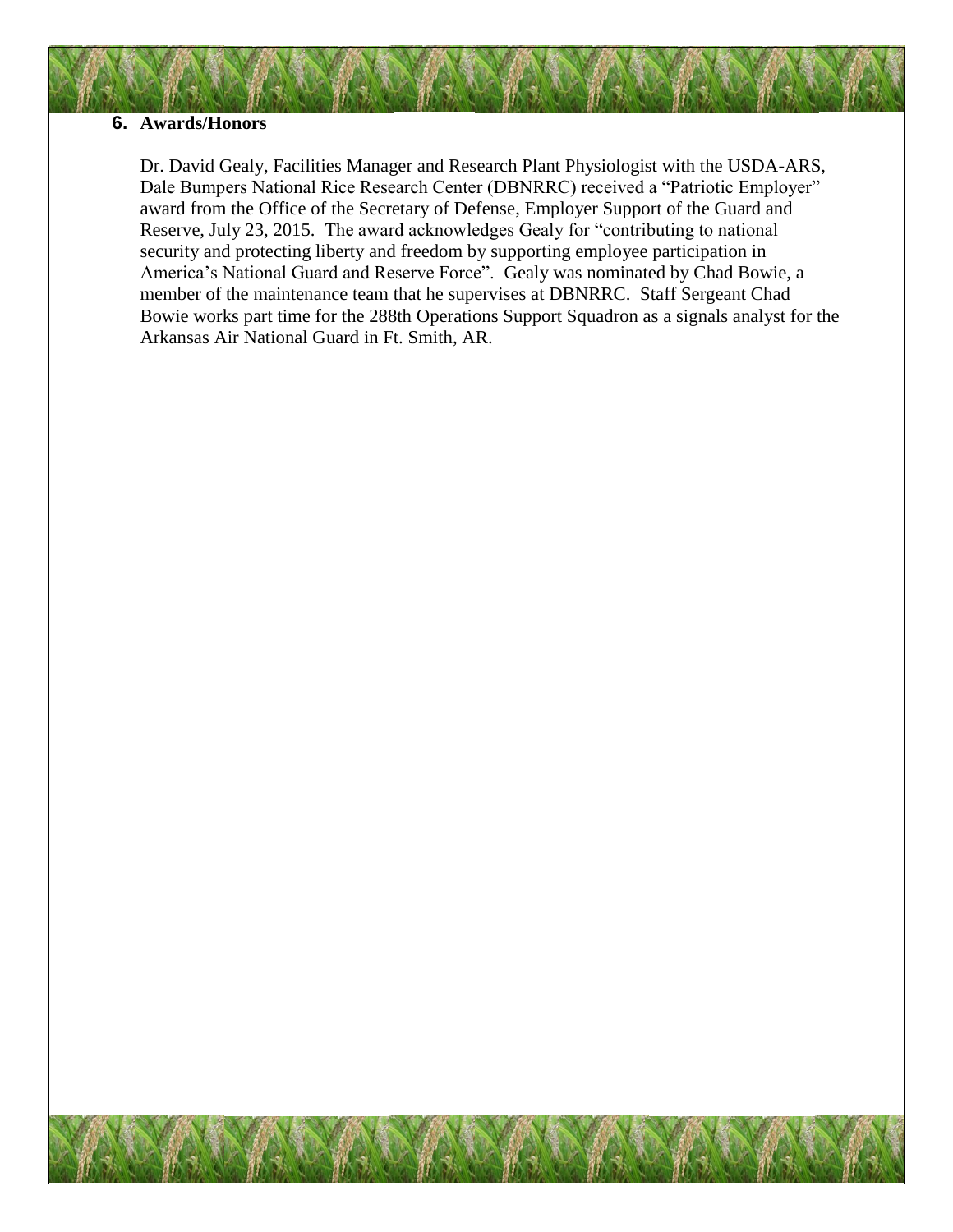## 6. Awards/Honors

Dr. David Gealy, Facilities Manager and Research Plant Physiologist with the USDA-ARS, Dale Bumpers National Rice Research Center (DBNRRC) received a "Patriotic Employer" award from the Office of the Secretary of Defense, Employer Support of the Guard and Reserve, July 23, 2015. The award acknowledges Gealy for "contributing to national security and protecting liberty and freedom by supporting employee participation in America's National Guard and Reserve Force". Gealy was nominated by Chad Bowie, a member of the maintenance team that he supervises at DBNRRC. Staff Sergeant Chad Bowie works part time for the 288th Operations Support Squadron as a signals analyst for the Arkansas Air National Guard in Ft. Smith, AR.